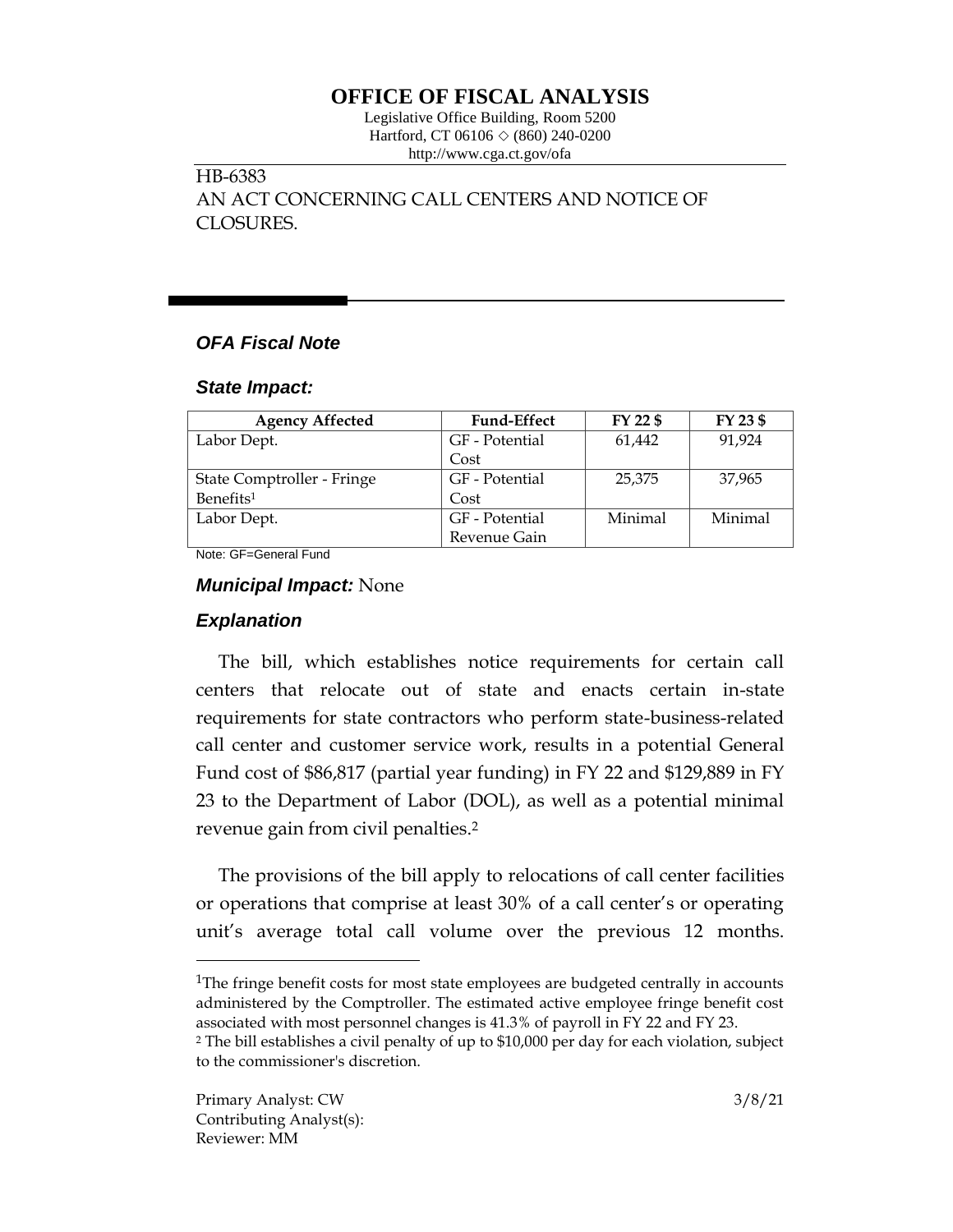# OFFICE OF FISCAL ANALYSIS

Legislative Office Building, Room 5200
Hartford, CT 06106 ◇ (860) 240-0200
http://www.cga.ct.gov/ofa

HB-6383
AN ACT CONCERNING CALL CENTERS AND NOTICE OF CLOSURES.

## *OFA Fiscal Note*

### *State Impact:*

| Agency Affected | Fund-Effect | FY 22 $ | FY 23 $ |
|---|---|---|---|
| Labor Dept. | GF - Potential Cost | 61,442 | 91,924 |
| State Comptroller - Fringe Benefits[1] | GF - Potential Cost | 25,375 | 37,965 |
| Labor Dept. | GF - Potential Revenue Gain | Minimal | Minimal |

Note: GF=General Fund

### *Municipal Impact:* None

### *Explanation*

The bill, which establishes notice requirements for certain call centers that relocate out of state and enacts certain in-state requirements for state contractors who perform state-business-related call center and customer service work, results in a potential General Fund cost of $86,817 (partial year funding) in FY 22 and $129,889 in FY 23 to the Department of Labor (DOL), as well as a potential minimal revenue gain from civil penalties.[2]

The provisions of the bill apply to relocations of call center facilities or operations that comprise at least 30% of a call center's or operating unit's average total call volume over the previous 12 months.

[1]The fringe benefit costs for most state employees are budgeted centrally in accounts administered by the Comptroller. The estimated active employee fringe benefit cost associated with most personnel changes is 41.3% of payroll in FY 22 and FY 23.

[2] The bill establishes a civil penalty of up to $10,000 per day for each violation, subject to the commissioner's discretion.

Primary Analyst: CW
Contributing Analyst(s):
Reviewer: MM

3/8/21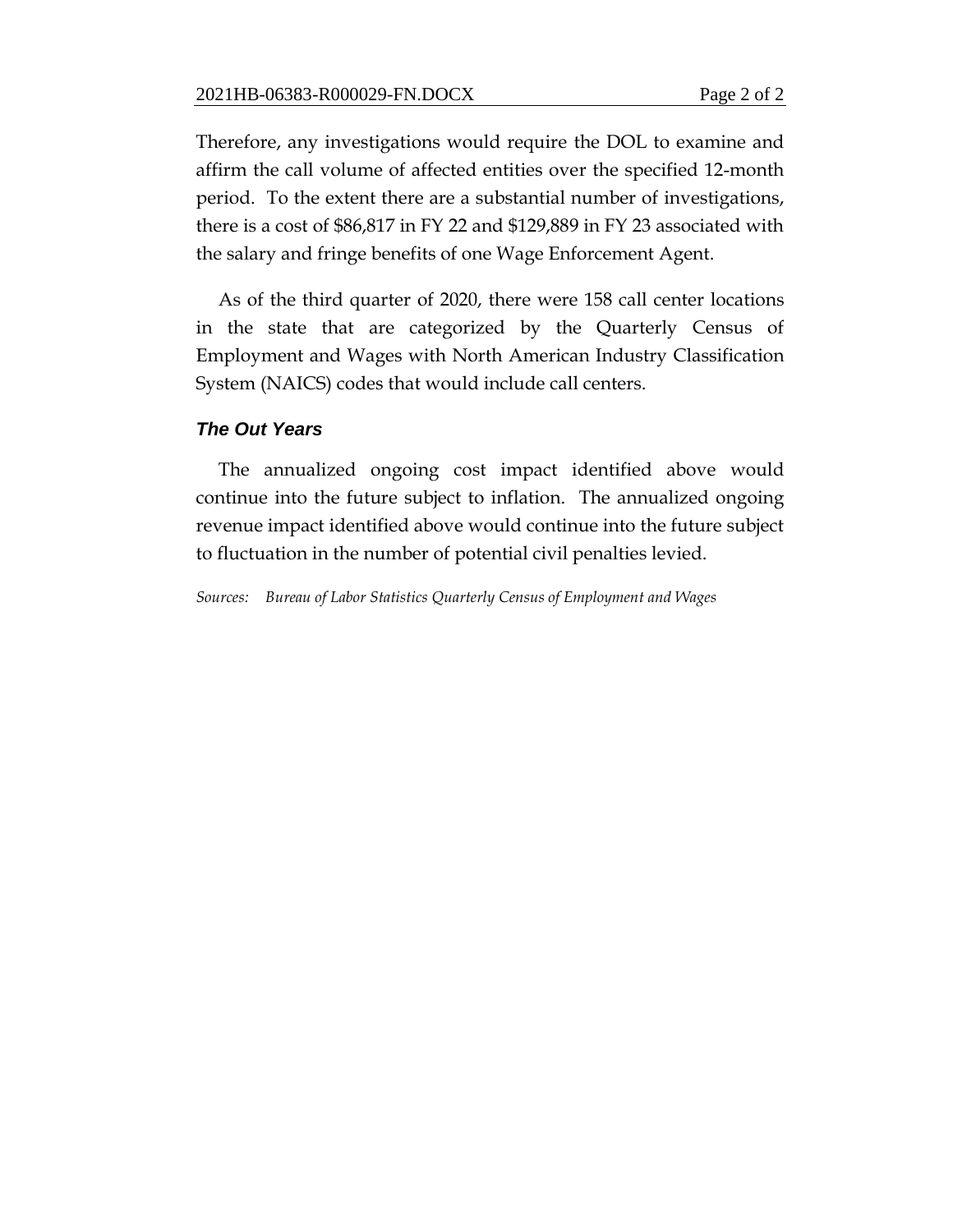Therefore, any investigations would require the DOL to examine and affirm the call volume of affected entities over the specified 12-month period. To the extent there are a substantial number of investigations, there is a cost of $86,817 in FY 22 and $129,889 in FY 23 associated with the salary and fringe benefits of one Wage Enforcement Agent.

As of the third quarter of 2020, there were 158 call center locations in the state that are categorized by the Quarterly Census of Employment and Wages with North American Industry Classification System (NAICS) codes that would include call centers.

### *The Out Years*

The annualized ongoing cost impact identified above would continue into the future subject to inflation. The annualized ongoing revenue impact identified above would continue into the future subject to fluctuation in the number of potential civil penalties levied.

*Sources: Bureau of Labor Statistics Quarterly Census of Employment and Wages*